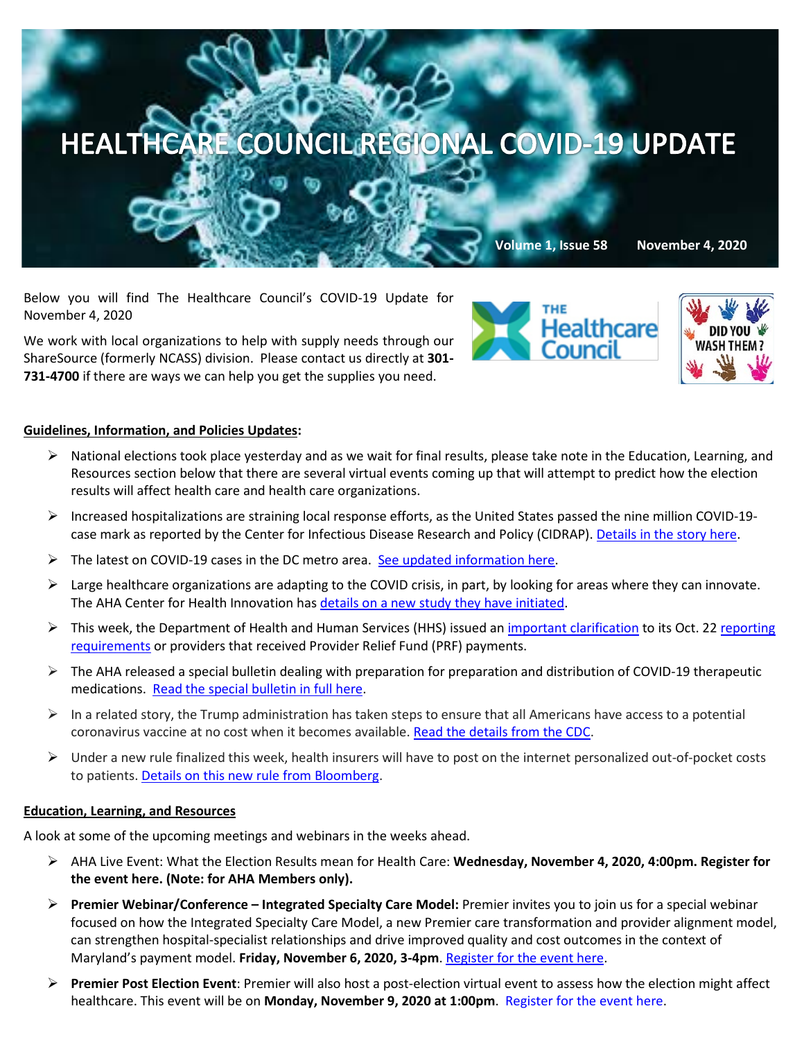# HEALTHCARE COUNCIL REGIONAL COVID-19 UPDATE

**Volume 1, Issue 58 November 4, 2020**

Below you will find The Healthcare Council's COVID-19 Update for November 4, 2020

We work with local organizations to help with supply needs through our ShareSource (formerly NCASS) division. Please contact us directly at **301-731-4700** if there are ways we can help you get the supplies you need.

## Guidelines, Information, and Policies Updates:

- National elections took place yesterday and as we wait for final results, please take note in the Education, Learning, and Resources section below that there are several virtual events coming up that will attempt to predict how the election results will affect health care and health care organizations.
- Increased hospitalizations are straining local response efforts, as the United States passed the nine million COVID-19-case mark as reported by the Center for Infectious Disease Research and Policy (CIDRAP). Details in the story here.
- The latest on COVID-19 cases in the DC metro area. See updated information here.
- Large healthcare organizations are adapting to the COVID crisis, in part, by looking for areas where they can innovate. The AHA Center for Health Innovation has details on a new study they have initiated.
- This week, the Department of Health and Human Services (HHS) issued an important clarification to its Oct. 22 reporting requirements or providers that received Provider Relief Fund (PRF) payments.
- The AHA released a special bulletin dealing with preparation for preparation and distribution of COVID-19 therapeutic medications. Read the special bulletin in full here.
- In a related story, the Trump administration has taken steps to ensure that all Americans have access to a potential coronavirus vaccine at no cost when it becomes available. Read the details from the CDC.
- Under a new rule finalized this week, health insurers will have to post on the internet personalized out-of-pocket costs to patients. Details on this new rule from Bloomberg.

## Education, Learning, and Resources

A look at some of the upcoming meetings and webinars in the weeks ahead.

- AHA Live Event: What the Election Results mean for Health Care: **Wednesday, November 4, 2020, 4:00pm. Register for the event here. (Note: for AHA Members only).**
- **Premier Webinar/Conference – Integrated Specialty Care Model:** Premier invites you to join us for a special webinar focused on how the Integrated Specialty Care Model, a new Premier care transformation and provider alignment model, can strengthen hospital-specialist relationships and drive improved quality and cost outcomes in the context of Maryland's payment model. **Friday, November 6, 2020, 3-4pm**. Register for the event here.
- **Premier Post Election Event**: Premier will also host a post-election virtual event to assess how the election might affect healthcare. This event will be on **Monday, November 9, 2020 at 1:00pm**. Register for the event here.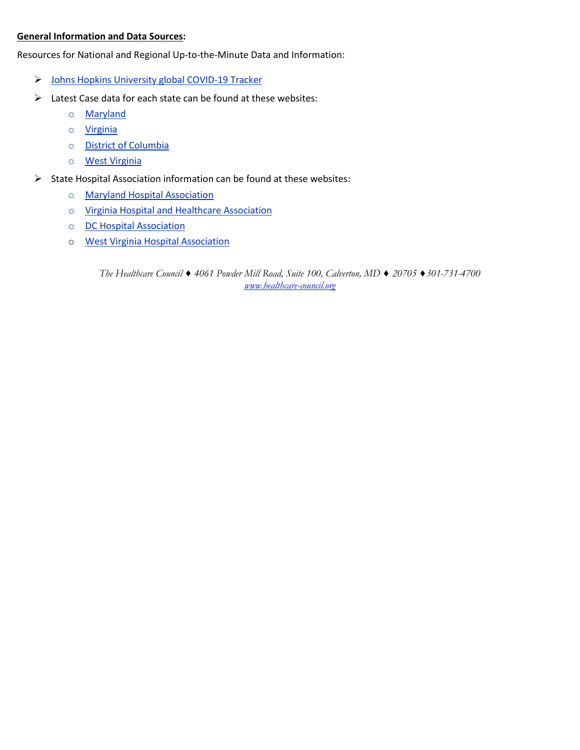**General Information and Data Sources:**

Resources for National and Regional Up-to-the-Minute Data and Information:

- Johns Hopkins University global COVID-19 Tracker
- Latest Case data for each state can be found at these websites:
  - Maryland
  - Virginia
  - District of Columbia
  - West Virginia
- State Hospital Association information can be found at these websites:
  - Maryland Hospital Association
  - Virginia Hospital and Healthcare Association
  - DC Hospital Association
  - West Virginia Hospital Association

*The Healthcare Council ♦ 4061 Powder Mill Road, Suite 100, Calverton, MD ♦ 20705 ♦301-731-4700*
*www.healthcare-council.org*